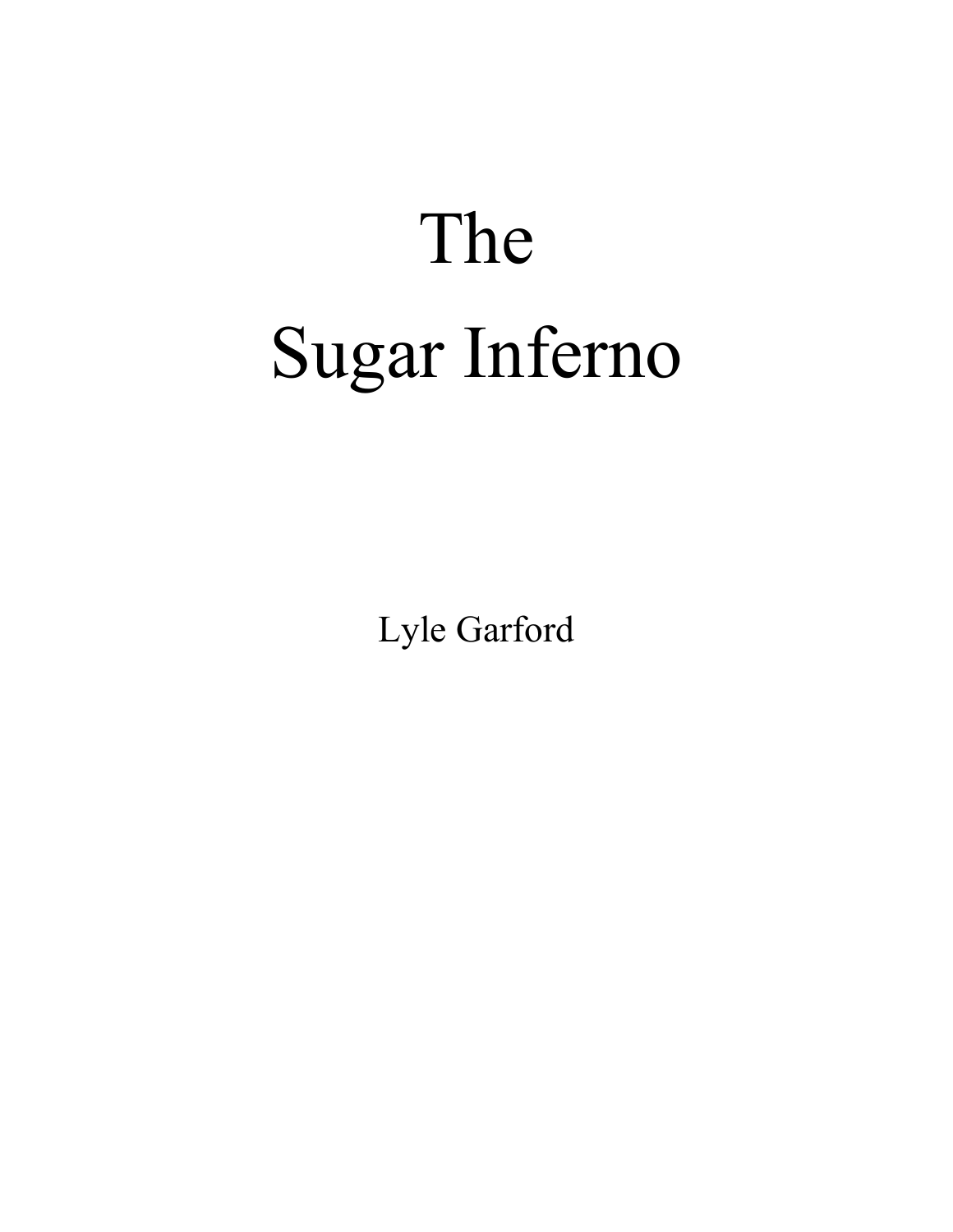# The Sugar Inferno

Lyle Garford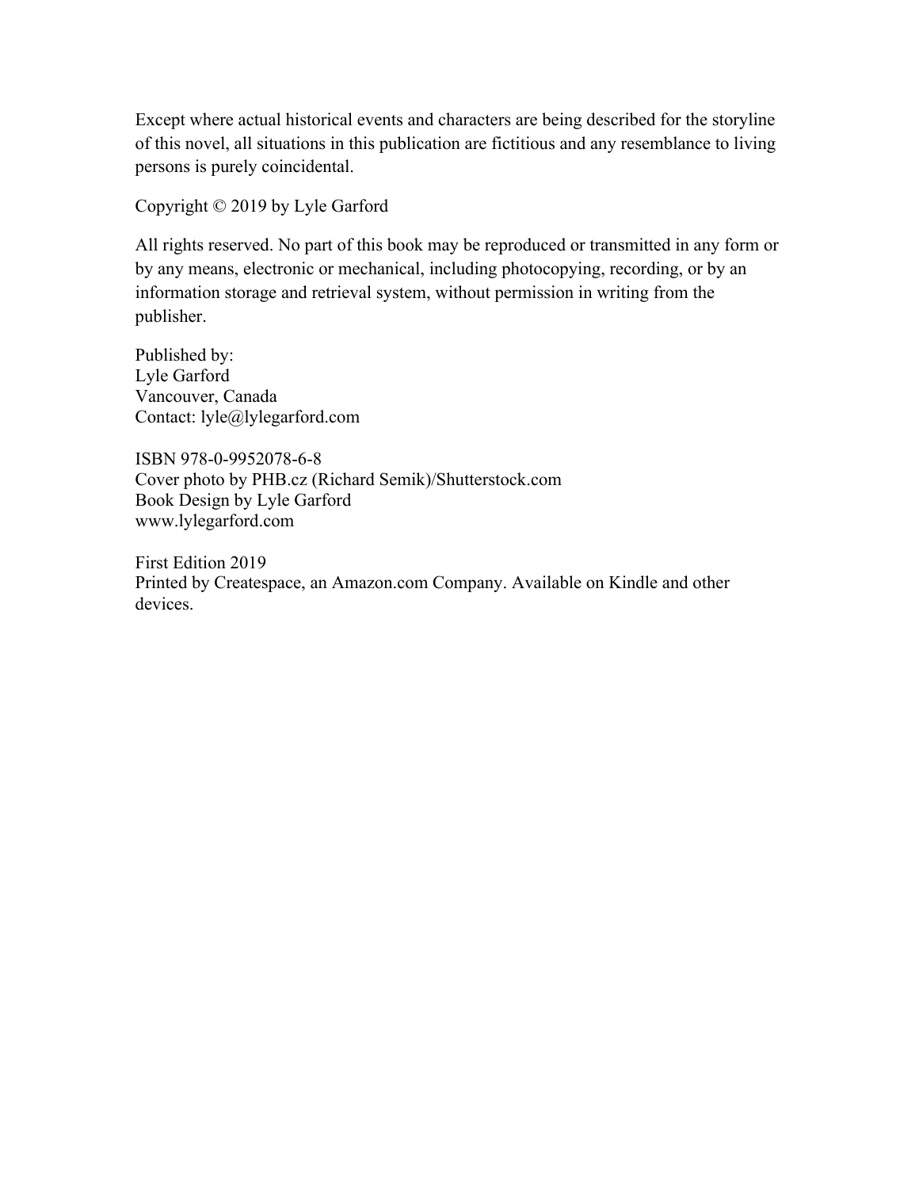Except where actual historical events and characters are being described for the storyline of this novel, all situations in this publication are fictitious and any resemblance to living persons is purely coincidental.

Copyright © 2019 by Lyle Garford

All rights reserved. No part of this book may be reproduced or transmitted in any form or by any means, electronic or mechanical, including photocopying, recording, or by an information storage and retrieval system, without permission in writing from the publisher.

Published by:
Lyle Garford
Vancouver, Canada
Contact: lyle@lylegarford.com

ISBN 978-0-9952078-6-8
Cover photo by PHB.cz (Richard Semik)/Shutterstock.com
Book Design by Lyle Garford
www.lylegarford.com

First Edition 2019
Printed by Createspace, an Amazon.com Company. Available on Kindle and other devices.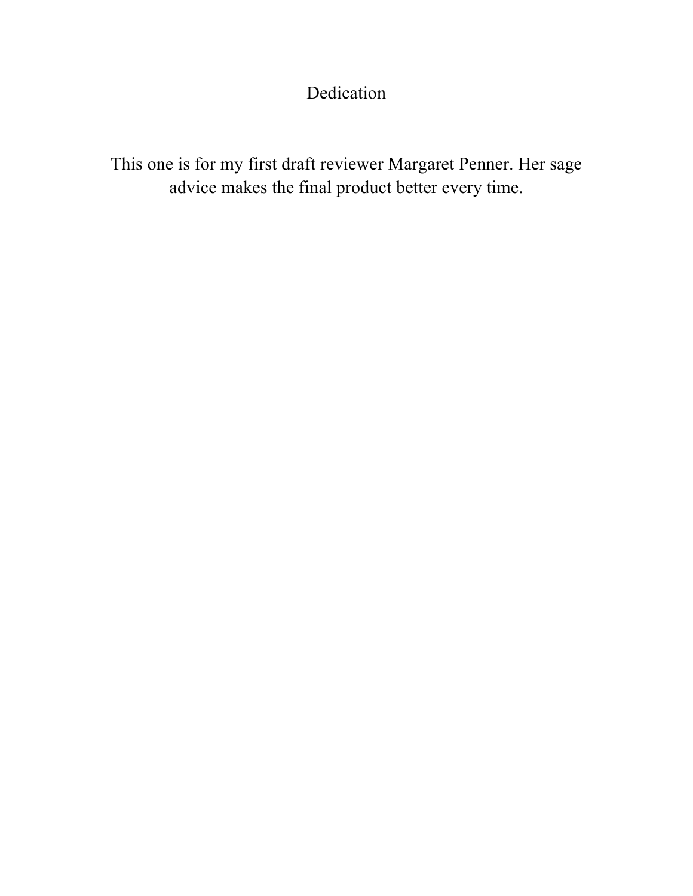# Dedication

This one is for my first draft reviewer Margaret Penner. Her sage advice makes the final product better every time.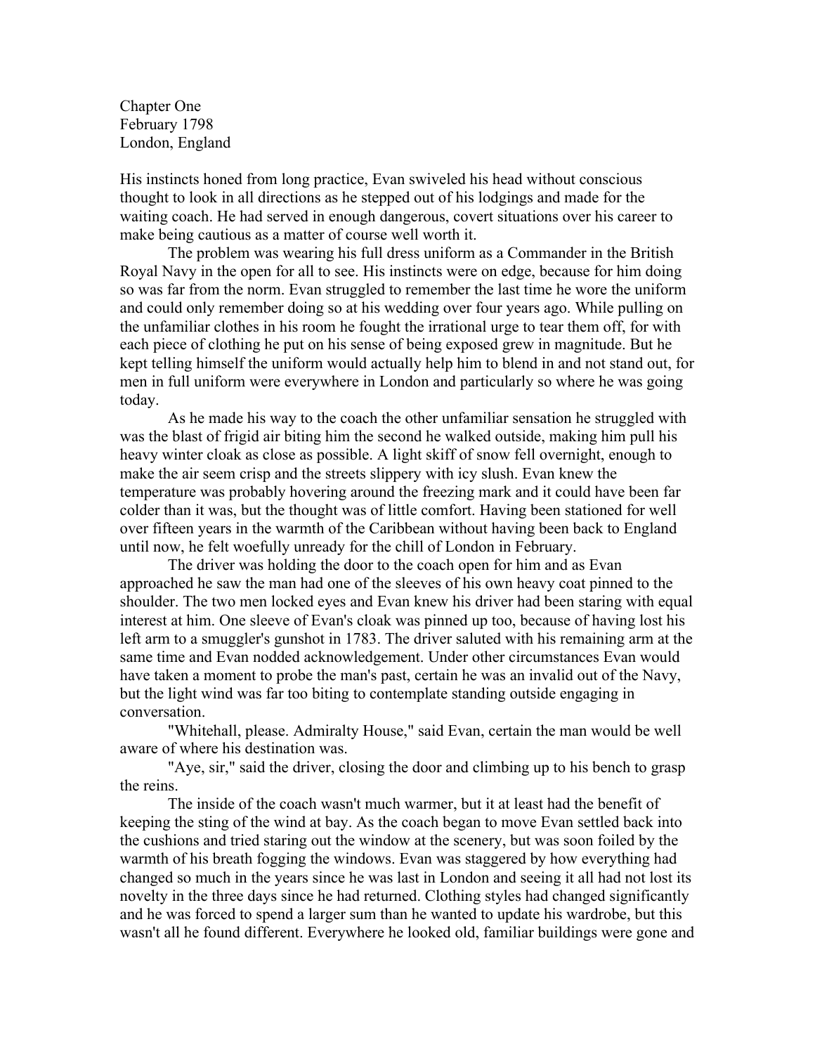Chapter One
February 1798
London, England

His instincts honed from long practice, Evan swiveled his head without conscious thought to look in all directions as he stepped out of his lodgings and made for the waiting coach. He had served in enough dangerous, covert situations over his career to make being cautious as a matter of course well worth it.

The problem was wearing his full dress uniform as a Commander in the British Royal Navy in the open for all to see. His instincts were on edge, because for him doing so was far from the norm. Evan struggled to remember the last time he wore the uniform and could only remember doing so at his wedding over four years ago. While pulling on the unfamiliar clothes in his room he fought the irrational urge to tear them off, for with each piece of clothing he put on his sense of being exposed grew in magnitude. But he kept telling himself the uniform would actually help him to blend in and not stand out, for men in full uniform were everywhere in London and particularly so where he was going today.

As he made his way to the coach the other unfamiliar sensation he struggled with was the blast of frigid air biting him the second he walked outside, making him pull his heavy winter cloak as close as possible. A light skiff of snow fell overnight, enough to make the air seem crisp and the streets slippery with icy slush. Evan knew the temperature was probably hovering around the freezing mark and it could have been far colder than it was, but the thought was of little comfort. Having been stationed for well over fifteen years in the warmth of the Caribbean without having been back to England until now, he felt woefully unready for the chill of London in February.

The driver was holding the door to the coach open for him and as Evan approached he saw the man had one of the sleeves of his own heavy coat pinned to the shoulder. The two men locked eyes and Evan knew his driver had been staring with equal interest at him. One sleeve of Evan's cloak was pinned up too, because of having lost his left arm to a smuggler's gunshot in 1783. The driver saluted with his remaining arm at the same time and Evan nodded acknowledgement. Under other circumstances Evan would have taken a moment to probe the man's past, certain he was an invalid out of the Navy, but the light wind was far too biting to contemplate standing outside engaging in conversation.

"Whitehall, please. Admiralty House," said Evan, certain the man would be well aware of where his destination was.

"Aye, sir," said the driver, closing the door and climbing up to his bench to grasp the reins.

The inside of the coach wasn't much warmer, but it at least had the benefit of keeping the sting of the wind at bay. As the coach began to move Evan settled back into the cushions and tried staring out the window at the scenery, but was soon foiled by the warmth of his breath fogging the windows. Evan was staggered by how everything had changed so much in the years since he was last in London and seeing it all had not lost its novelty in the three days since he had returned. Clothing styles had changed significantly and he was forced to spend a larger sum than he wanted to update his wardrobe, but this wasn't all he found different. Everywhere he looked old, familiar buildings were gone and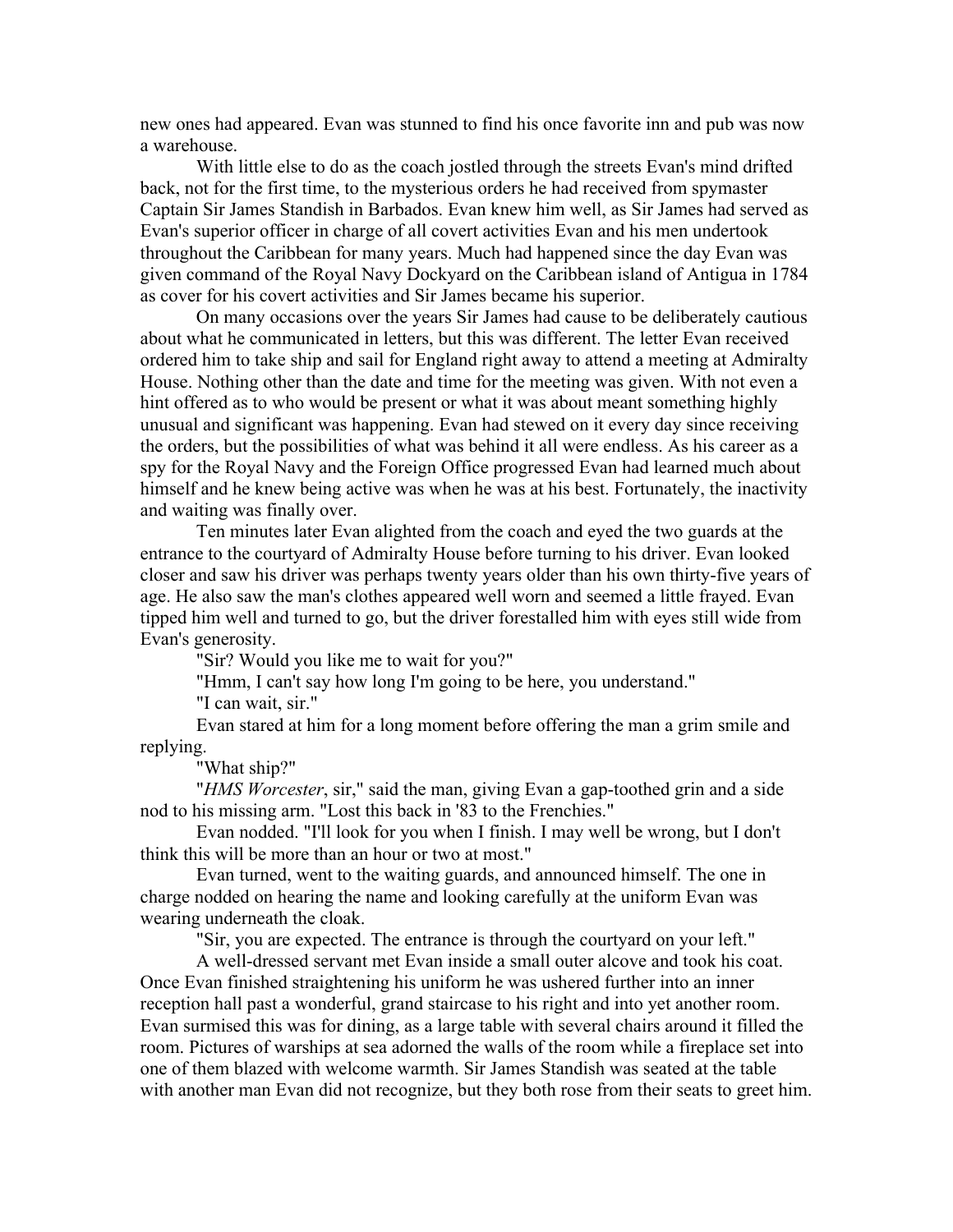new ones had appeared. Evan was stunned to find his once favorite inn and pub was now a warehouse.

With little else to do as the coach jostled through the streets Evan's mind drifted back, not for the first time, to the mysterious orders he had received from spymaster Captain Sir James Standish in Barbados. Evan knew him well, as Sir James had served as Evan's superior officer in charge of all covert activities Evan and his men undertook throughout the Caribbean for many years. Much had happened since the day Evan was given command of the Royal Navy Dockyard on the Caribbean island of Antigua in 1784 as cover for his covert activities and Sir James became his superior.

On many occasions over the years Sir James had cause to be deliberately cautious about what he communicated in letters, but this was different. The letter Evan received ordered him to take ship and sail for England right away to attend a meeting at Admiralty House. Nothing other than the date and time for the meeting was given. With not even a hint offered as to who would be present or what it was about meant something highly unusual and significant was happening. Evan had stewed on it every day since receiving the orders, but the possibilities of what was behind it all were endless. As his career as a spy for the Royal Navy and the Foreign Office progressed Evan had learned much about himself and he knew being active was when he was at his best. Fortunately, the inactivity and waiting was finally over.

Ten minutes later Evan alighted from the coach and eyed the two guards at the entrance to the courtyard of Admiralty House before turning to his driver. Evan looked closer and saw his driver was perhaps twenty years older than his own thirty-five years of age. He also saw the man's clothes appeared well worn and seemed a little frayed. Evan tipped him well and turned to go, but the driver forestalled him with eyes still wide from Evan's generosity.

"Sir? Would you like me to wait for you?"

"Hmm, I can't say how long I'm going to be here, you understand."

"I can wait, sir."

Evan stared at him for a long moment before offering the man a grim smile and replying.

"What ship?"

"*HMS Worcester*, sir," said the man, giving Evan a gap-toothed grin and a side nod to his missing arm. "Lost this back in '83 to the Frenchies."

Evan nodded. "I'll look for you when I finish. I may well be wrong, but I don't think this will be more than an hour or two at most."

Evan turned, went to the waiting guards, and announced himself. The one in charge nodded on hearing the name and looking carefully at the uniform Evan was wearing underneath the cloak.

"Sir, you are expected. The entrance is through the courtyard on your left."

A well-dressed servant met Evan inside a small outer alcove and took his coat. Once Evan finished straightening his uniform he was ushered further into an inner reception hall past a wonderful, grand staircase to his right and into yet another room. Evan surmised this was for dining, as a large table with several chairs around it filled the room. Pictures of warships at sea adorned the walls of the room while a fireplace set into one of them blazed with welcome warmth. Sir James Standish was seated at the table with another man Evan did not recognize, but they both rose from their seats to greet him.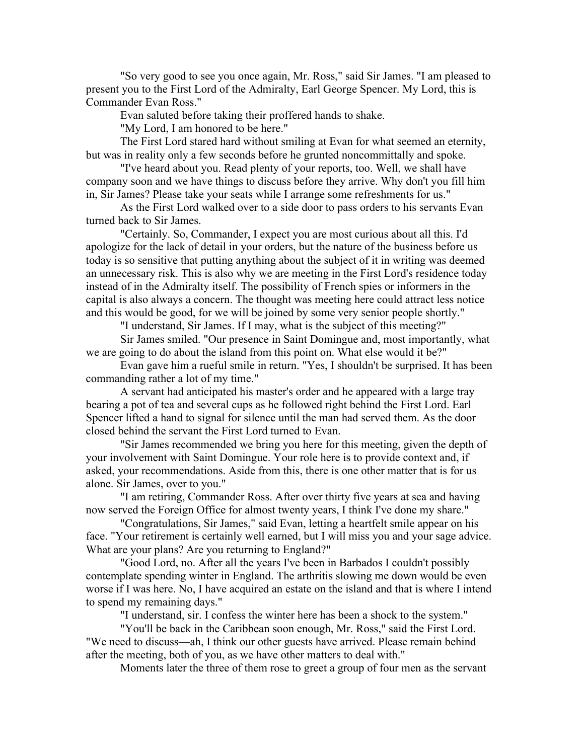"So very good to see you once again, Mr. Ross," said Sir James. "I am pleased to present you to the First Lord of the Admiralty, Earl George Spencer. My Lord, this is Commander Evan Ross."

Evan saluted before taking their proffered hands to shake.

"My Lord, I am honored to be here."

The First Lord stared hard without smiling at Evan for what seemed an eternity, but was in reality only a few seconds before he grunted noncommittally and spoke.

"I've heard about you. Read plenty of your reports, too. Well, we shall have company soon and we have things to discuss before they arrive. Why don't you fill him in, Sir James? Please take your seats while I arrange some refreshments for us."

As the First Lord walked over to a side door to pass orders to his servants Evan turned back to Sir James.

"Certainly. So, Commander, I expect you are most curious about all this. I'd apologize for the lack of detail in your orders, but the nature of the business before us today is so sensitive that putting anything about the subject of it in writing was deemed an unnecessary risk. This is also why we are meeting in the First Lord's residence today instead of in the Admiralty itself. The possibility of French spies or informers in the capital is also always a concern. The thought was meeting here could attract less notice and this would be good, for we will be joined by some very senior people shortly."

"I understand, Sir James. If I may, what is the subject of this meeting?"

Sir James smiled. "Our presence in Saint Domingue and, most importantly, what we are going to do about the island from this point on. What else would it be?"

Evan gave him a rueful smile in return. "Yes, I shouldn't be surprised. It has been commanding rather a lot of my time."

A servant had anticipated his master's order and he appeared with a large tray bearing a pot of tea and several cups as he followed right behind the First Lord. Earl Spencer lifted a hand to signal for silence until the man had served them. As the door closed behind the servant the First Lord turned to Evan.

"Sir James recommended we bring you here for this meeting, given the depth of your involvement with Saint Domingue. Your role here is to provide context and, if asked, your recommendations. Aside from this, there is one other matter that is for us alone. Sir James, over to you."

"I am retiring, Commander Ross. After over thirty five years at sea and having now served the Foreign Office for almost twenty years, I think I've done my share."

"Congratulations, Sir James," said Evan, letting a heartfelt smile appear on his face. "Your retirement is certainly well earned, but I will miss you and your sage advice. What are your plans? Are you returning to England?"

"Good Lord, no. After all the years I've been in Barbados I couldn't possibly contemplate spending winter in England. The arthritis slowing me down would be even worse if I was here. No, I have acquired an estate on the island and that is where I intend to spend my remaining days."

"I understand, sir. I confess the winter here has been a shock to the system."

"You'll be back in the Caribbean soon enough, Mr. Ross," said the First Lord. "We need to discuss—ah, I think our other guests have arrived. Please remain behind after the meeting, both of you, as we have other matters to deal with."

Moments later the three of them rose to greet a group of four men as the servant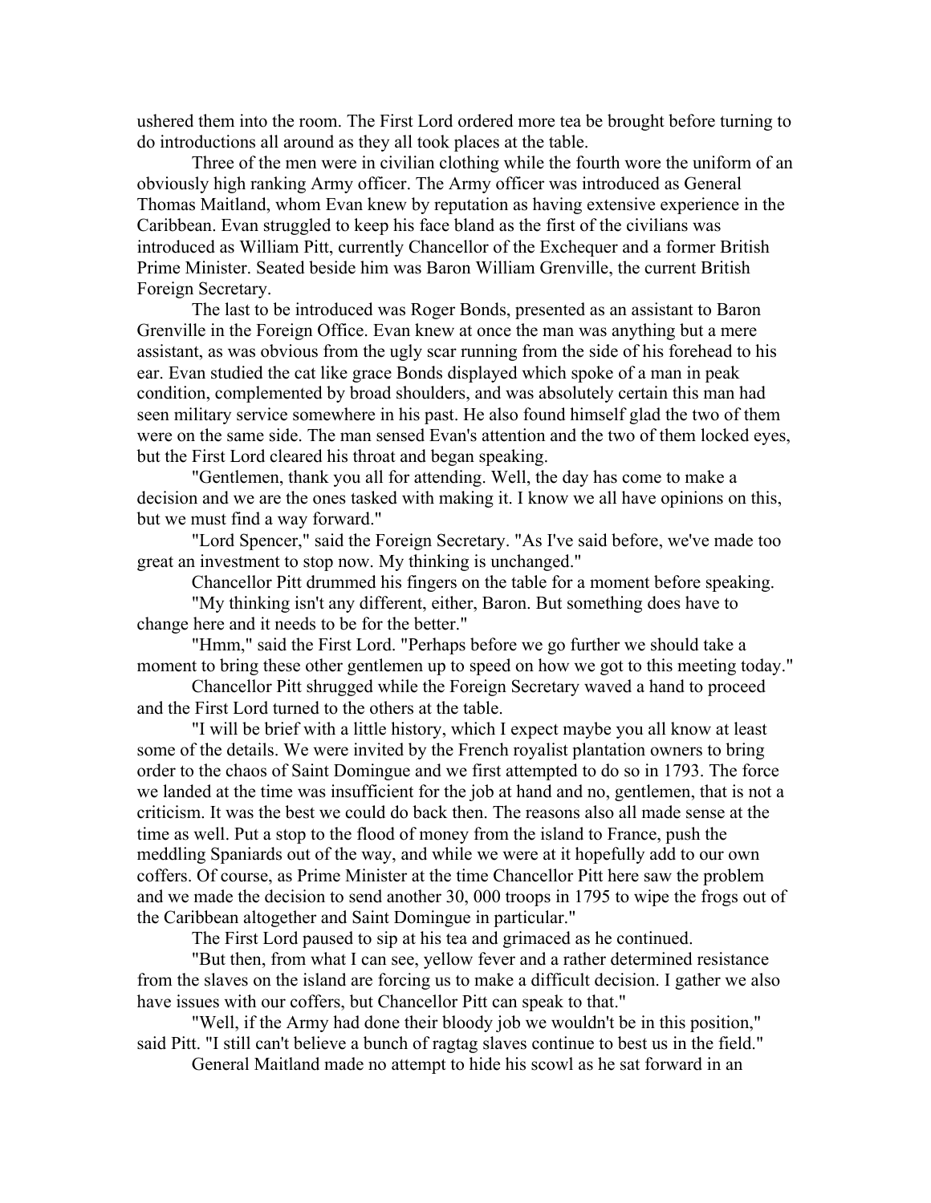ushered them into the room. The First Lord ordered more tea be brought before turning to do introductions all around as they all took places at the table.

Three of the men were in civilian clothing while the fourth wore the uniform of an obviously high ranking Army officer. The Army officer was introduced as General Thomas Maitland, whom Evan knew by reputation as having extensive experience in the Caribbean. Evan struggled to keep his face bland as the first of the civilians was introduced as William Pitt, currently Chancellor of the Exchequer and a former British Prime Minister. Seated beside him was Baron William Grenville, the current British Foreign Secretary.

The last to be introduced was Roger Bonds, presented as an assistant to Baron Grenville in the Foreign Office. Evan knew at once the man was anything but a mere assistant, as was obvious from the ugly scar running from the side of his forehead to his ear. Evan studied the cat like grace Bonds displayed which spoke of a man in peak condition, complemented by broad shoulders, and was absolutely certain this man had seen military service somewhere in his past. He also found himself glad the two of them were on the same side. The man sensed Evan's attention and the two of them locked eyes, but the First Lord cleared his throat and began speaking.

"Gentlemen, thank you all for attending. Well, the day has come to make a decision and we are the ones tasked with making it. I know we all have opinions on this, but we must find a way forward."

"Lord Spencer," said the Foreign Secretary. "As I've said before, we've made too great an investment to stop now. My thinking is unchanged."

Chancellor Pitt drummed his fingers on the table for a moment before speaking.

"My thinking isn't any different, either, Baron. But something does have to change here and it needs to be for the better."

"Hmm," said the First Lord. "Perhaps before we go further we should take a moment to bring these other gentlemen up to speed on how we got to this meeting today."

Chancellor Pitt shrugged while the Foreign Secretary waved a hand to proceed and the First Lord turned to the others at the table.

"I will be brief with a little history, which I expect maybe you all know at least some of the details. We were invited by the French royalist plantation owners to bring order to the chaos of Saint Domingue and we first attempted to do so in 1793. The force we landed at the time was insufficient for the job at hand and no, gentlemen, that is not a criticism. It was the best we could do back then. The reasons also all made sense at the time as well. Put a stop to the flood of money from the island to France, push the meddling Spaniards out of the way, and while we were at it hopefully add to our own coffers. Of course, as Prime Minister at the time Chancellor Pitt here saw the problem and we made the decision to send another 30, 000 troops in 1795 to wipe the frogs out of the Caribbean altogether and Saint Domingue in particular."

The First Lord paused to sip at his tea and grimaced as he continued.

"But then, from what I can see, yellow fever and a rather determined resistance from the slaves on the island are forcing us to make a difficult decision. I gather we also have issues with our coffers, but Chancellor Pitt can speak to that."

"Well, if the Army had done their bloody job we wouldn't be in this position," said Pitt. "I still can't believe a bunch of ragtag slaves continue to best us in the field."

General Maitland made no attempt to hide his scowl as he sat forward in an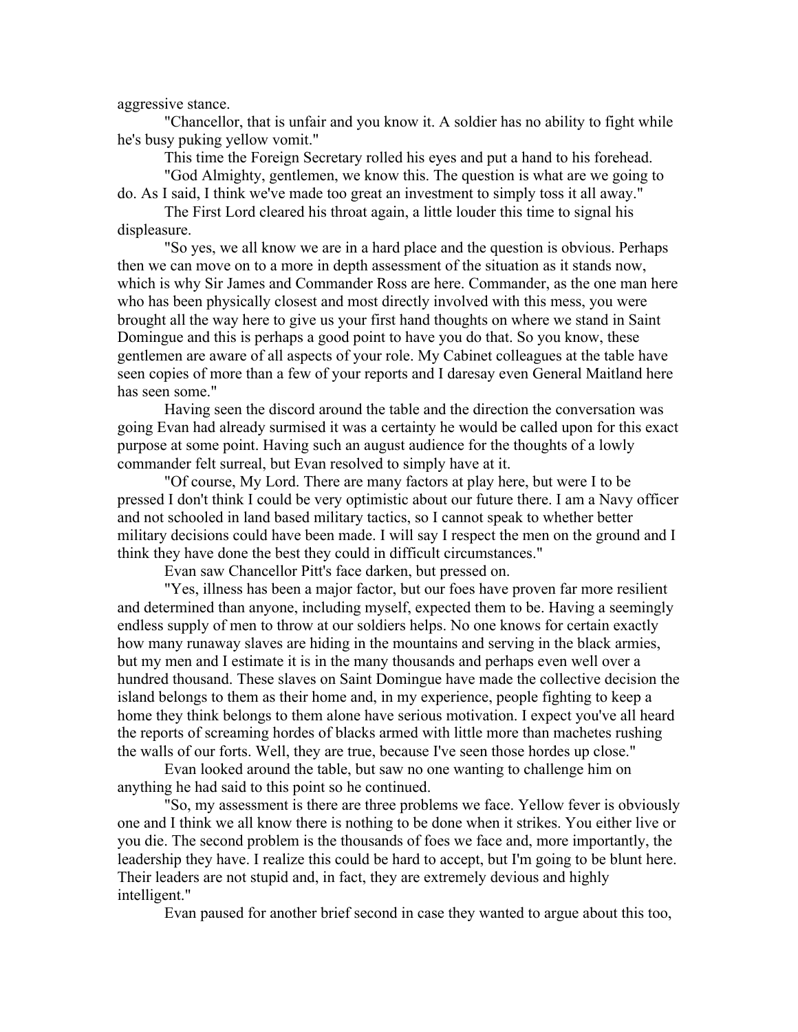aggressive stance.

"Chancellor, that is unfair and you know it. A soldier has no ability to fight while he's busy puking yellow vomit."

This time the Foreign Secretary rolled his eyes and put a hand to his forehead.

"God Almighty, gentlemen, we know this. The question is what are we going to do. As I said, I think we've made too great an investment to simply toss it all away."

The First Lord cleared his throat again, a little louder this time to signal his displeasure.

"So yes, we all know we are in a hard place and the question is obvious. Perhaps then we can move on to a more in depth assessment of the situation as it stands now, which is why Sir James and Commander Ross are here. Commander, as the one man here who has been physically closest and most directly involved with this mess, you were brought all the way here to give us your first hand thoughts on where we stand in Saint Domingue and this is perhaps a good point to have you do that. So you know, these gentlemen are aware of all aspects of your role. My Cabinet colleagues at the table have seen copies of more than a few of your reports and I daresay even General Maitland here has seen some."

Having seen the discord around the table and the direction the conversation was going Evan had already surmised it was a certainty he would be called upon for this exact purpose at some point. Having such an august audience for the thoughts of a lowly commander felt surreal, but Evan resolved to simply have at it.

"Of course, My Lord. There are many factors at play here, but were I to be pressed I don't think I could be very optimistic about our future there. I am a Navy officer and not schooled in land based military tactics, so I cannot speak to whether better military decisions could have been made. I will say I respect the men on the ground and I think they have done the best they could in difficult circumstances."

Evan saw Chancellor Pitt's face darken, but pressed on.

"Yes, illness has been a major factor, but our foes have proven far more resilient and determined than anyone, including myself, expected them to be. Having a seemingly endless supply of men to throw at our soldiers helps. No one knows for certain exactly how many runaway slaves are hiding in the mountains and serving in the black armies, but my men and I estimate it is in the many thousands and perhaps even well over a hundred thousand. These slaves on Saint Domingue have made the collective decision the island belongs to them as their home and, in my experience, people fighting to keep a home they think belongs to them alone have serious motivation. I expect you've all heard the reports of screaming hordes of blacks armed with little more than machetes rushing the walls of our forts. Well, they are true, because I've seen those hordes up close."

Evan looked around the table, but saw no one wanting to challenge him on anything he had said to this point so he continued.

"So, my assessment is there are three problems we face. Yellow fever is obviously one and I think we all know there is nothing to be done when it strikes. You either live or you die. The second problem is the thousands of foes we face and, more importantly, the leadership they have. I realize this could be hard to accept, but I'm going to be blunt here. Their leaders are not stupid and, in fact, they are extremely devious and highly intelligent."

Evan paused for another brief second in case they wanted to argue about this too,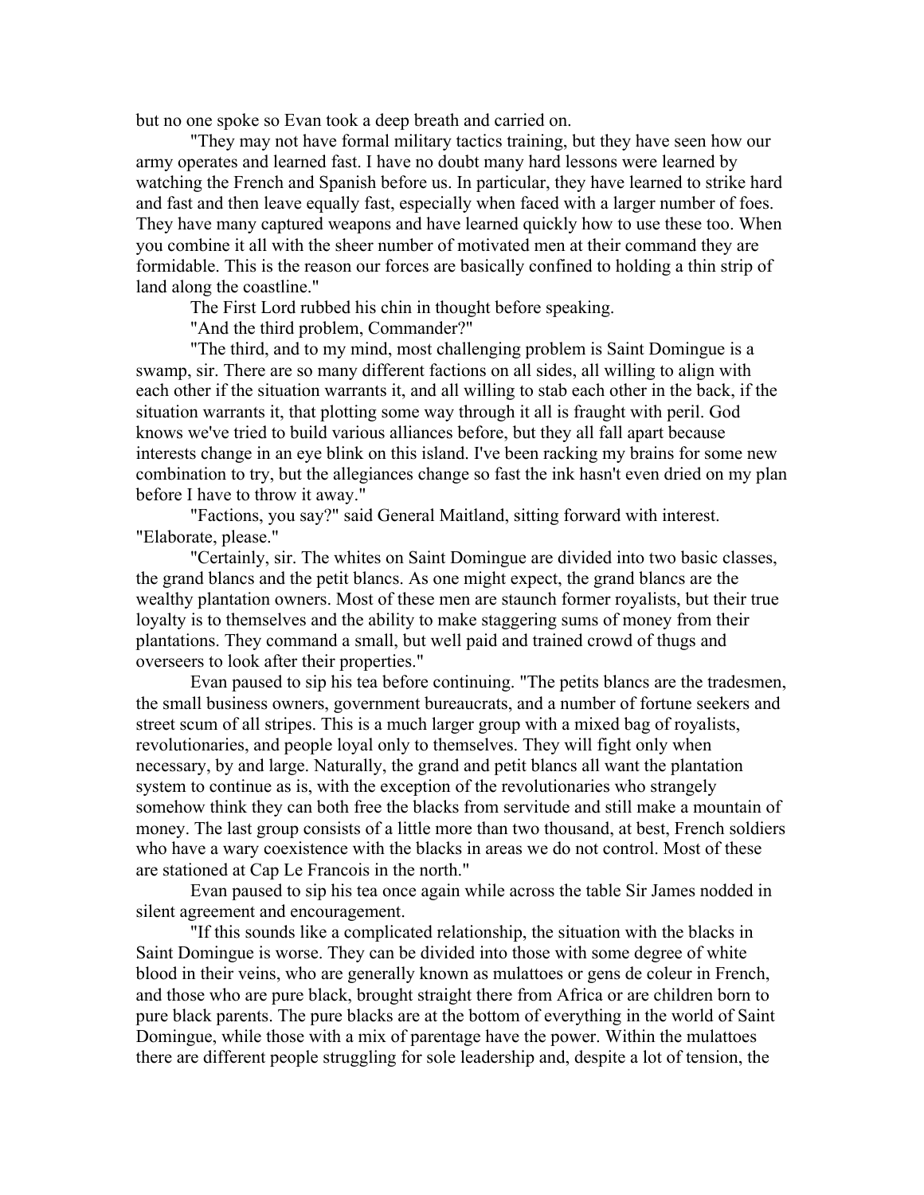but no one spoke so Evan took a deep breath and carried on.

"They may not have formal military tactics training, but they have seen how our army operates and learned fast. I have no doubt many hard lessons were learned by watching the French and Spanish before us. In particular, they have learned to strike hard and fast and then leave equally fast, especially when faced with a larger number of foes. They have many captured weapons and have learned quickly how to use these too. When you combine it all with the sheer number of motivated men at their command they are formidable. This is the reason our forces are basically confined to holding a thin strip of land along the coastline."

The First Lord rubbed his chin in thought before speaking.

"And the third problem, Commander?"

"The third, and to my mind, most challenging problem is Saint Domingue is a swamp, sir. There are so many different factions on all sides, all willing to align with each other if the situation warrants it, and all willing to stab each other in the back, if the situation warrants it, that plotting some way through it all is fraught with peril. God knows we've tried to build various alliances before, but they all fall apart because interests change in an eye blink on this island. I've been racking my brains for some new combination to try, but the allegiances change so fast the ink hasn't even dried on my plan before I have to throw it away."

"Factions, you say?" said General Maitland, sitting forward with interest. "Elaborate, please."

"Certainly, sir. The whites on Saint Domingue are divided into two basic classes, the grand blancs and the petit blancs. As one might expect, the grand blancs are the wealthy plantation owners. Most of these men are staunch former royalists, but their true loyalty is to themselves and the ability to make staggering sums of money from their plantations. They command a small, but well paid and trained crowd of thugs and overseers to look after their properties."

Evan paused to sip his tea before continuing. "The petits blancs are the tradesmen, the small business owners, government bureaucrats, and a number of fortune seekers and street scum of all stripes. This is a much larger group with a mixed bag of royalists, revolutionaries, and people loyal only to themselves. They will fight only when necessary, by and large. Naturally, the grand and petit blancs all want the plantation system to continue as is, with the exception of the revolutionaries who strangely somehow think they can both free the blacks from servitude and still make a mountain of money. The last group consists of a little more than two thousand, at best, French soldiers who have a wary coexistence with the blacks in areas we do not control. Most of these are stationed at Cap Le Francois in the north."

Evan paused to sip his tea once again while across the table Sir James nodded in silent agreement and encouragement.

"If this sounds like a complicated relationship, the situation with the blacks in Saint Domingue is worse. They can be divided into those with some degree of white blood in their veins, who are generally known as mulattoes or gens de coleur in French, and those who are pure black, brought straight there from Africa or are children born to pure black parents. The pure blacks are at the bottom of everything in the world of Saint Domingue, while those with a mix of parentage have the power. Within the mulattoes there are different people struggling for sole leadership and, despite a lot of tension, the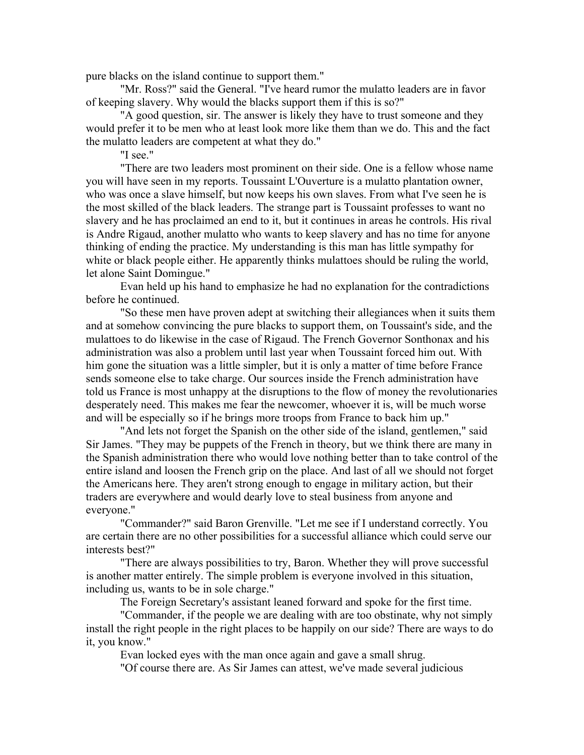pure blacks on the island continue to support them."

"Mr. Ross?" said the General. "I've heard rumor the mulatto leaders are in favor of keeping slavery. Why would the blacks support them if this is so?"

"A good question, sir. The answer is likely they have to trust someone and they would prefer it to be men who at least look more like them than we do. This and the fact the mulatto leaders are competent at what they do."

"I see."

"There are two leaders most prominent on their side. One is a fellow whose name you will have seen in my reports. Toussaint L'Ouverture is a mulatto plantation owner, who was once a slave himself, but now keeps his own slaves. From what I've seen he is the most skilled of the black leaders. The strange part is Toussaint professes to want no slavery and he has proclaimed an end to it, but it continues in areas he controls. His rival is Andre Rigaud, another mulatto who wants to keep slavery and has no time for anyone thinking of ending the practice. My understanding is this man has little sympathy for white or black people either. He apparently thinks mulattoes should be ruling the world, let alone Saint Domingue."

Evan held up his hand to emphasize he had no explanation for the contradictions before he continued.

"So these men have proven adept at switching their allegiances when it suits them and at somehow convincing the pure blacks to support them, on Toussaint's side, and the mulattoes to do likewise in the case of Rigaud. The French Governor Sonthonax and his administration was also a problem until last year when Toussaint forced him out. With him gone the situation was a little simpler, but it is only a matter of time before France sends someone else to take charge. Our sources inside the French administration have told us France is most unhappy at the disruptions to the flow of money the revolutionaries desperately need. This makes me fear the newcomer, whoever it is, will be much worse and will be especially so if he brings more troops from France to back him up."

"And lets not forget the Spanish on the other side of the island, gentlemen," said Sir James. "They may be puppets of the French in theory, but we think there are many in the Spanish administration there who would love nothing better than to take control of the entire island and loosen the French grip on the place. And last of all we should not forget the Americans here. They aren't strong enough to engage in military action, but their traders are everywhere and would dearly love to steal business from anyone and everyone."

"Commander?" said Baron Grenville. "Let me see if I understand correctly. You are certain there are no other possibilities for a successful alliance which could serve our interests best?"

"There are always possibilities to try, Baron. Whether they will prove successful is another matter entirely. The simple problem is everyone involved in this situation, including us, wants to be in sole charge."

The Foreign Secretary's assistant leaned forward and spoke for the first time.

"Commander, if the people we are dealing with are too obstinate, why not simply install the right people in the right places to be happily on our side? There are ways to do it, you know."

Evan locked eyes with the man once again and gave a small shrug.

"Of course there are. As Sir James can attest, we've made several judicious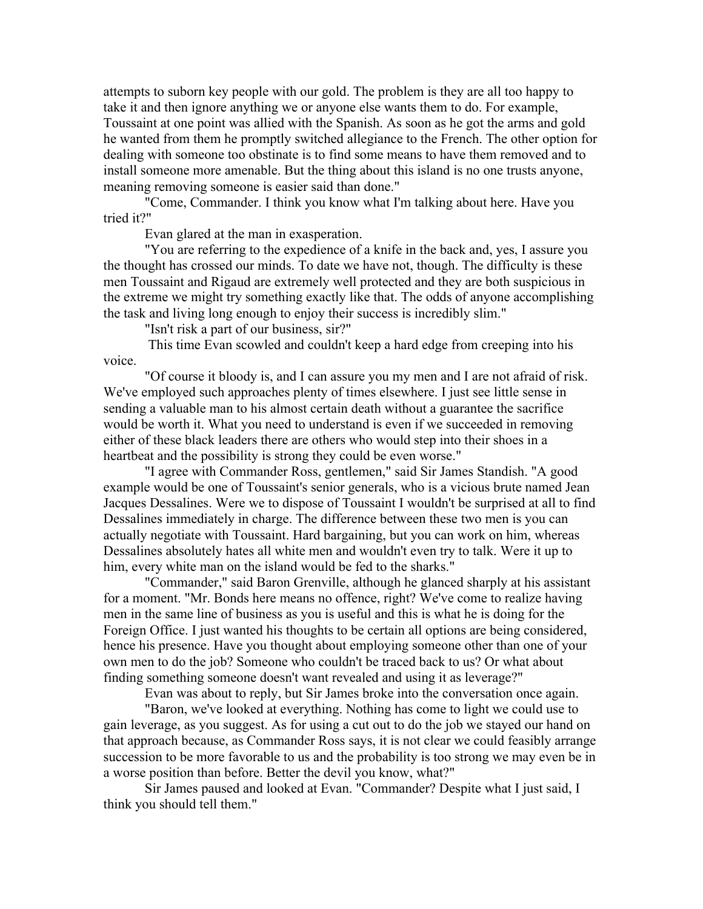attempts to suborn key people with our gold. The problem is they are all too happy to take it and then ignore anything we or anyone else wants them to do. For example, Toussaint at one point was allied with the Spanish. As soon as he got the arms and gold he wanted from them he promptly switched allegiance to the French. The other option for dealing with someone too obstinate is to find some means to have them removed and to install someone more amenable. But the thing about this island is no one trusts anyone, meaning removing someone is easier said than done."

"Come, Commander. I think you know what I'm talking about here. Have you tried it?"

Evan glared at the man in exasperation.

"You are referring to the expedience of a knife in the back and, yes, I assure you the thought has crossed our minds. To date we have not, though. The difficulty is these men Toussaint and Rigaud are extremely well protected and they are both suspicious in the extreme we might try something exactly like that. The odds of anyone accomplishing the task and living long enough to enjoy their success is incredibly slim."

"Isn't risk a part of our business, sir?"

This time Evan scowled and couldn't keep a hard edge from creeping into his voice.

"Of course it bloody is, and I can assure you my men and I are not afraid of risk. We've employed such approaches plenty of times elsewhere. I just see little sense in sending a valuable man to his almost certain death without a guarantee the sacrifice would be worth it. What you need to understand is even if we succeeded in removing either of these black leaders there are others who would step into their shoes in a heartbeat and the possibility is strong they could be even worse."

"I agree with Commander Ross, gentlemen," said Sir James Standish. "A good example would be one of Toussaint's senior generals, who is a vicious brute named Jean Jacques Dessalines. Were we to dispose of Toussaint I wouldn't be surprised at all to find Dessalines immediately in charge. The difference between these two men is you can actually negotiate with Toussaint. Hard bargaining, but you can work on him, whereas Dessalines absolutely hates all white men and wouldn't even try to talk. Were it up to him, every white man on the island would be fed to the sharks."

"Commander," said Baron Grenville, although he glanced sharply at his assistant for a moment. "Mr. Bonds here means no offence, right? We've come to realize having men in the same line of business as you is useful and this is what he is doing for the Foreign Office. I just wanted his thoughts to be certain all options are being considered, hence his presence. Have you thought about employing someone other than one of your own men to do the job? Someone who couldn't be traced back to us? Or what about finding something someone doesn't want revealed and using it as leverage?"

Evan was about to reply, but Sir James broke into the conversation once again.

"Baron, we've looked at everything. Nothing has come to light we could use to gain leverage, as you suggest. As for using a cut out to do the job we stayed our hand on that approach because, as Commander Ross says, it is not clear we could feasibly arrange succession to be more favorable to us and the probability is too strong we may even be in a worse position than before. Better the devil you know, what?"

Sir James paused and looked at Evan. "Commander? Despite what I just said, I think you should tell them."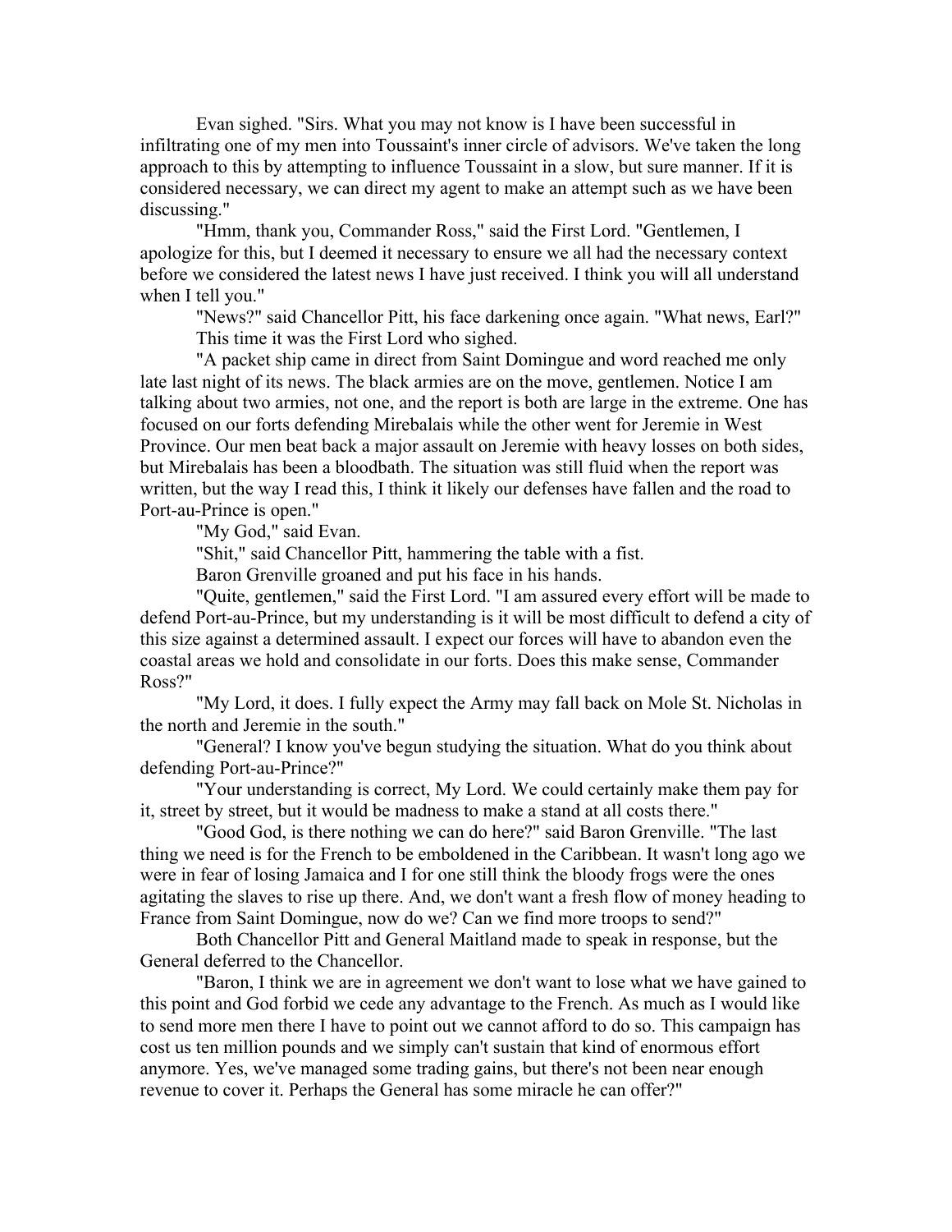Evan sighed. "Sirs. What you may not know is I have been successful in infiltrating one of my men into Toussaint's inner circle of advisors. We've taken the long approach to this by attempting to influence Toussaint in a slow, but sure manner. If it is considered necessary, we can direct my agent to make an attempt such as we have been discussing."

"Hmm, thank you, Commander Ross," said the First Lord. "Gentlemen, I apologize for this, but I deemed it necessary to ensure we all had the necessary context before we considered the latest news I have just received. I think you will all understand when I tell you."

"News?" said Chancellor Pitt, his face darkening once again. "What news, Earl?"

This time it was the First Lord who sighed.

"A packet ship came in direct from Saint Domingue and word reached me only late last night of its news. The black armies are on the move, gentlemen. Notice I am talking about two armies, not one, and the report is both are large in the extreme. One has focused on our forts defending Mirebalais while the other went for Jeremie in West Province. Our men beat back a major assault on Jeremie with heavy losses on both sides, but Mirebalais has been a bloodbath. The situation was still fluid when the report was written, but the way I read this, I think it likely our defenses have fallen and the road to Port-au-Prince is open."

"My God," said Evan.

"Shit," said Chancellor Pitt, hammering the table with a fist.

Baron Grenville groaned and put his face in his hands.

"Quite, gentlemen," said the First Lord. "I am assured every effort will be made to defend Port-au-Prince, but my understanding is it will be most difficult to defend a city of this size against a determined assault. I expect our forces will have to abandon even the coastal areas we hold and consolidate in our forts. Does this make sense, Commander Ross?"

"My Lord, it does. I fully expect the Army may fall back on Mole St. Nicholas in the north and Jeremie in the south."

"General? I know you've begun studying the situation. What do you think about defending Port-au-Prince?"

"Your understanding is correct, My Lord. We could certainly make them pay for it, street by street, but it would be madness to make a stand at all costs there."

"Good God, is there nothing we can do here?" said Baron Grenville. "The last thing we need is for the French to be emboldened in the Caribbean. It wasn't long ago we were in fear of losing Jamaica and I for one still think the bloody frogs were the ones agitating the slaves to rise up there. And, we don't want a fresh flow of money heading to France from Saint Domingue, now do we? Can we find more troops to send?"

Both Chancellor Pitt and General Maitland made to speak in response, but the General deferred to the Chancellor.

"Baron, I think we are in agreement we don't want to lose what we have gained to this point and God forbid we cede any advantage to the French. As much as I would like to send more men there I have to point out we cannot afford to do so. This campaign has cost us ten million pounds and we simply can't sustain that kind of enormous effort anymore. Yes, we've managed some trading gains, but there's not been near enough revenue to cover it. Perhaps the General has some miracle he can offer?"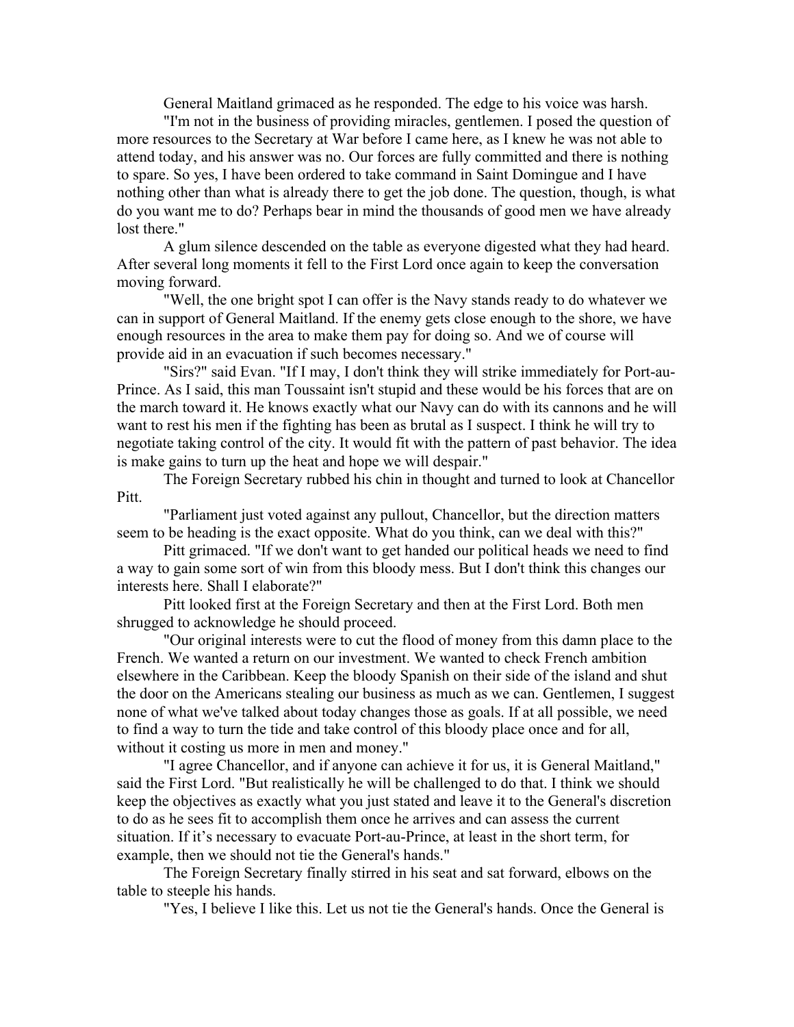General Maitland grimaced as he responded. The edge to his voice was harsh.

"I'm not in the business of providing miracles, gentlemen. I posed the question of more resources to the Secretary at War before I came here, as I knew he was not able to attend today, and his answer was no. Our forces are fully committed and there is nothing to spare. So yes, I have been ordered to take command in Saint Domingue and I have nothing other than what is already there to get the job done. The question, though, is what do you want me to do? Perhaps bear in mind the thousands of good men we have already lost there."

A glum silence descended on the table as everyone digested what they had heard. After several long moments it fell to the First Lord once again to keep the conversation moving forward.

"Well, the one bright spot I can offer is the Navy stands ready to do whatever we can in support of General Maitland. If the enemy gets close enough to the shore, we have enough resources in the area to make them pay for doing so. And we of course will provide aid in an evacuation if such becomes necessary."

"Sirs?" said Evan. "If I may, I don't think they will strike immediately for Port-au-Prince. As I said, this man Toussaint isn't stupid and these would be his forces that are on the march toward it. He knows exactly what our Navy can do with its cannons and he will want to rest his men if the fighting has been as brutal as I suspect. I think he will try to negotiate taking control of the city. It would fit with the pattern of past behavior. The idea is make gains to turn up the heat and hope we will despair."

The Foreign Secretary rubbed his chin in thought and turned to look at Chancellor Pitt.

"Parliament just voted against any pullout, Chancellor, but the direction matters seem to be heading is the exact opposite. What do you think, can we deal with this?"

Pitt grimaced. "If we don't want to get handed our political heads we need to find a way to gain some sort of win from this bloody mess. But I don't think this changes our interests here. Shall I elaborate?"

Pitt looked first at the Foreign Secretary and then at the First Lord. Both men shrugged to acknowledge he should proceed.

"Our original interests were to cut the flood of money from this damn place to the French. We wanted a return on our investment. We wanted to check French ambition elsewhere in the Caribbean. Keep the bloody Spanish on their side of the island and shut the door on the Americans stealing our business as much as we can. Gentlemen, I suggest none of what we've talked about today changes those as goals. If at all possible, we need to find a way to turn the tide and take control of this bloody place once and for all, without it costing us more in men and money."

"I agree Chancellor, and if anyone can achieve it for us, it is General Maitland," said the First Lord. "But realistically he will be challenged to do that. I think we should keep the objectives as exactly what you just stated and leave it to the General's discretion to do as he sees fit to accomplish them once he arrives and can assess the current situation. If it's necessary to evacuate Port-au-Prince, at least in the short term, for example, then we should not tie the General's hands."

The Foreign Secretary finally stirred in his seat and sat forward, elbows on the table to steeple his hands.

"Yes, I believe I like this. Let us not tie the General's hands. Once the General is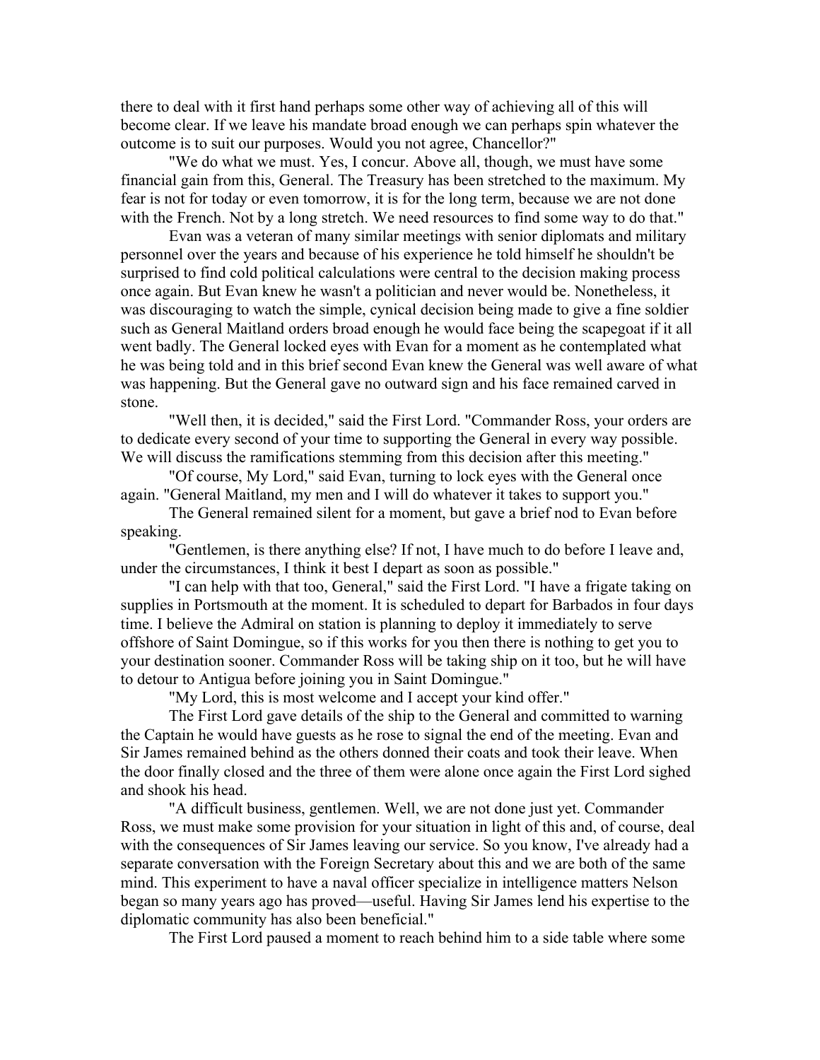there to deal with it first hand perhaps some other way of achieving all of this will become clear. If we leave his mandate broad enough we can perhaps spin whatever the outcome is to suit our purposes. Would you not agree, Chancellor?"

"We do what we must. Yes, I concur. Above all, though, we must have some financial gain from this, General. The Treasury has been stretched to the maximum. My fear is not for today or even tomorrow, it is for the long term, because we are not done with the French. Not by a long stretch. We need resources to find some way to do that."

Evan was a veteran of many similar meetings with senior diplomats and military personnel over the years and because of his experience he told himself he shouldn't be surprised to find cold political calculations were central to the decision making process once again. But Evan knew he wasn't a politician and never would be. Nonetheless, it was discouraging to watch the simple, cynical decision being made to give a fine soldier such as General Maitland orders broad enough he would face being the scapegoat if it all went badly. The General locked eyes with Evan for a moment as he contemplated what he was being told and in this brief second Evan knew the General was well aware of what was happening. But the General gave no outward sign and his face remained carved in stone.

"Well then, it is decided," said the First Lord. "Commander Ross, your orders are to dedicate every second of your time to supporting the General in every way possible. We will discuss the ramifications stemming from this decision after this meeting."

"Of course, My Lord," said Evan, turning to lock eyes with the General once again. "General Maitland, my men and I will do whatever it takes to support you."

The General remained silent for a moment, but gave a brief nod to Evan before speaking.

"Gentlemen, is there anything else? If not, I have much to do before I leave and, under the circumstances, I think it best I depart as soon as possible."

"I can help with that too, General," said the First Lord. "I have a frigate taking on supplies in Portsmouth at the moment. It is scheduled to depart for Barbados in four days time. I believe the Admiral on station is planning to deploy it immediately to serve offshore of Saint Domingue, so if this works for you then there is nothing to get you to your destination sooner. Commander Ross will be taking ship on it too, but he will have to detour to Antigua before joining you in Saint Domingue."

"My Lord, this is most welcome and I accept your kind offer."

The First Lord gave details of the ship to the General and committed to warning the Captain he would have guests as he rose to signal the end of the meeting. Evan and Sir James remained behind as the others donned their coats and took their leave. When the door finally closed and the three of them were alone once again the First Lord sighed and shook his head.

"A difficult business, gentlemen. Well, we are not done just yet. Commander Ross, we must make some provision for your situation in light of this and, of course, deal with the consequences of Sir James leaving our service. So you know, I've already had a separate conversation with the Foreign Secretary about this and we are both of the same mind. This experiment to have a naval officer specialize in intelligence matters Nelson began so many years ago has proved—useful. Having Sir James lend his expertise to the diplomatic community has also been beneficial."

The First Lord paused a moment to reach behind him to a side table where some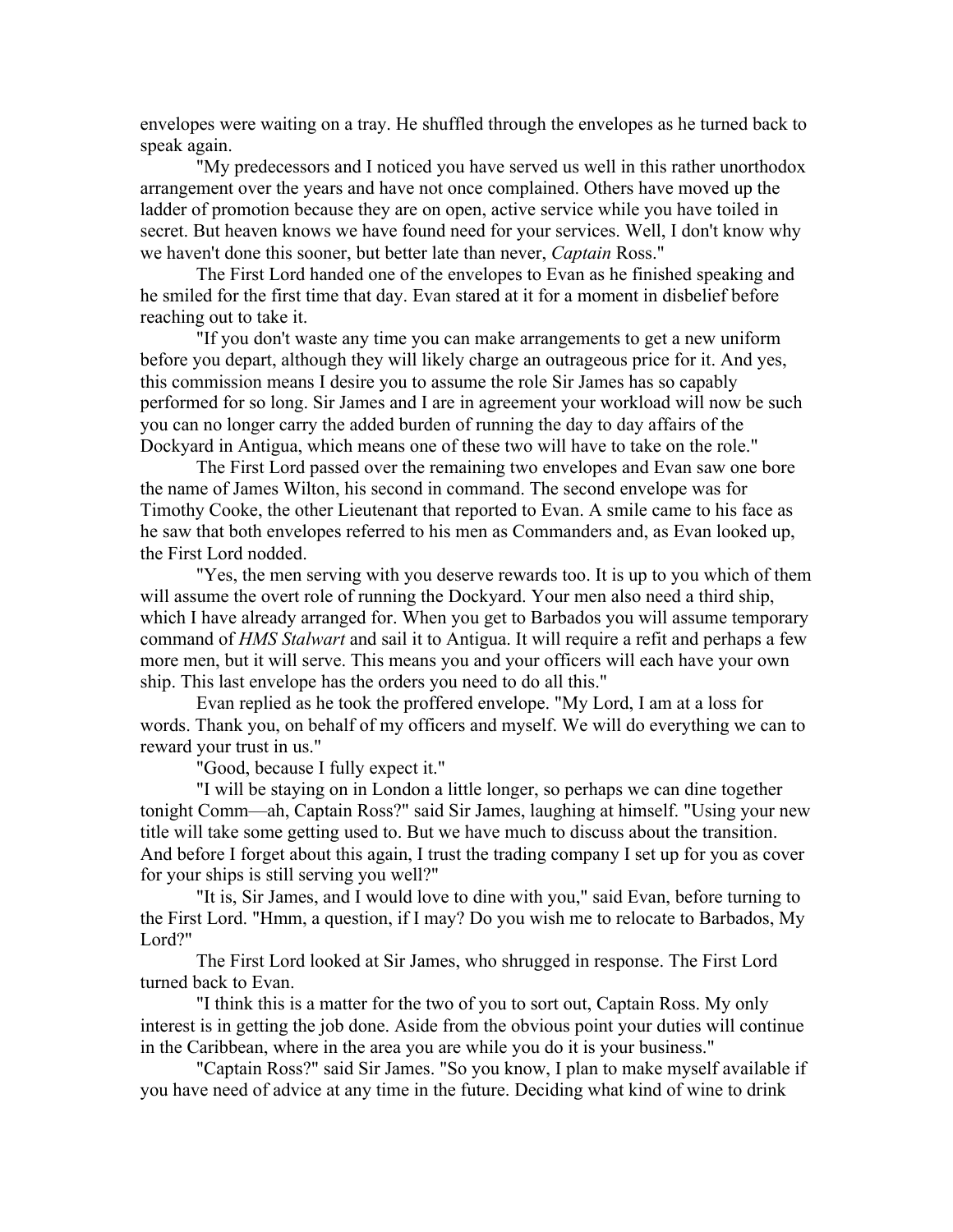envelopes were waiting on a tray. He shuffled through the envelopes as he turned back to speak again.

"My predecessors and I noticed you have served us well in this rather unorthodox arrangement over the years and have not once complained. Others have moved up the ladder of promotion because they are on open, active service while you have toiled in secret. But heaven knows we have found need for your services. Well, I don't know why we haven't done this sooner, but better late than never, *Captain* Ross."

The First Lord handed one of the envelopes to Evan as he finished speaking and he smiled for the first time that day. Evan stared at it for a moment in disbelief before reaching out to take it.

"If you don't waste any time you can make arrangements to get a new uniform before you depart, although they will likely charge an outrageous price for it. And yes, this commission means I desire you to assume the role Sir James has so capably performed for so long. Sir James and I are in agreement your workload will now be such you can no longer carry the added burden of running the day to day affairs of the Dockyard in Antigua, which means one of these two will have to take on the role."

The First Lord passed over the remaining two envelopes and Evan saw one bore the name of James Wilton, his second in command. The second envelope was for Timothy Cooke, the other Lieutenant that reported to Evan. A smile came to his face as he saw that both envelopes referred to his men as Commanders and, as Evan looked up, the First Lord nodded.

"Yes, the men serving with you deserve rewards too. It is up to you which of them will assume the overt role of running the Dockyard. Your men also need a third ship, which I have already arranged for. When you get to Barbados you will assume temporary command of *HMS Stalwart* and sail it to Antigua. It will require a refit and perhaps a few more men, but it will serve. This means you and your officers will each have your own ship. This last envelope has the orders you need to do all this."

Evan replied as he took the proffered envelope. "My Lord, I am at a loss for words. Thank you, on behalf of my officers and myself. We will do everything we can to reward your trust in us."

"Good, because I fully expect it."

"I will be staying on in London a little longer, so perhaps we can dine together tonight Comm—ah, Captain Ross?" said Sir James, laughing at himself. "Using your new title will take some getting used to. But we have much to discuss about the transition. And before I forget about this again, I trust the trading company I set up for you as cover for your ships is still serving you well?"

"It is, Sir James, and I would love to dine with you," said Evan, before turning to the First Lord. "Hmm, a question, if I may? Do you wish me to relocate to Barbados, My Lord?"

The First Lord looked at Sir James, who shrugged in response. The First Lord turned back to Evan.

"I think this is a matter for the two of you to sort out, Captain Ross. My only interest is in getting the job done. Aside from the obvious point your duties will continue in the Caribbean, where in the area you are while you do it is your business."

"Captain Ross?" said Sir James. "So you know, I plan to make myself available if you have need of advice at any time in the future. Deciding what kind of wine to drink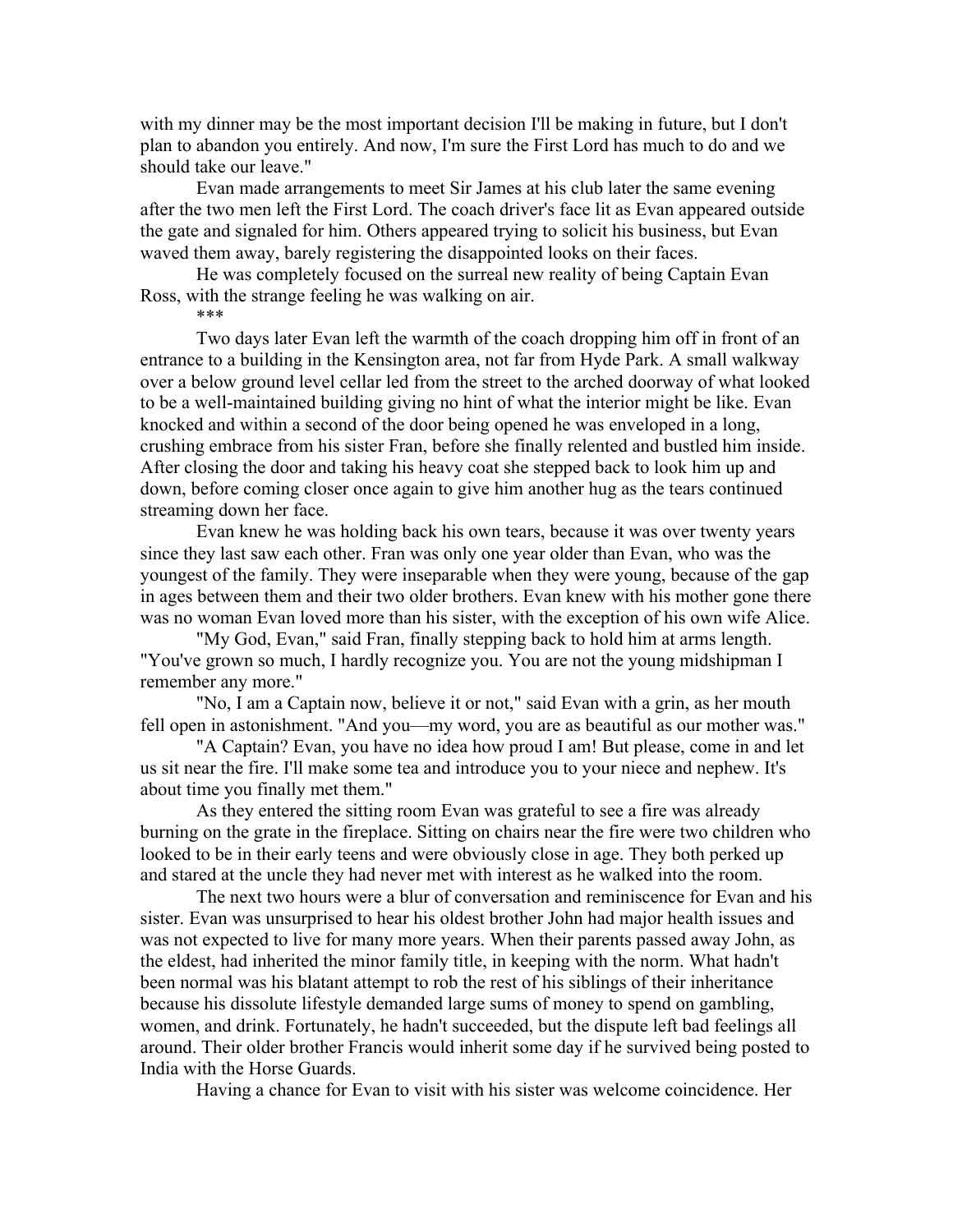with my dinner may be the most important decision I'll be making in future, but I don't plan to abandon you entirely. And now, I'm sure the First Lord has much to do and we should take our leave."

Evan made arrangements to meet Sir James at his club later the same evening after the two men left the First Lord. The coach driver's face lit as Evan appeared outside the gate and signaled for him. Others appeared trying to solicit his business, but Evan waved them away, barely registering the disappointed looks on their faces.

He was completely focused on the surreal new reality of being Captain Evan Ross, with the strange feeling he was walking on air.

***

Two days later Evan left the warmth of the coach dropping him off in front of an entrance to a building in the Kensington area, not far from Hyde Park. A small walkway over a below ground level cellar led from the street to the arched doorway of what looked to be a well-maintained building giving no hint of what the interior might be like. Evan knocked and within a second of the door being opened he was enveloped in a long, crushing embrace from his sister Fran, before she finally relented and bustled him inside. After closing the door and taking his heavy coat she stepped back to look him up and down, before coming closer once again to give him another hug as the tears continued streaming down her face.

Evan knew he was holding back his own tears, because it was over twenty years since they last saw each other. Fran was only one year older than Evan, who was the youngest of the family. They were inseparable when they were young, because of the gap in ages between them and their two older brothers. Evan knew with his mother gone there was no woman Evan loved more than his sister, with the exception of his own wife Alice.

"My God, Evan," said Fran, finally stepping back to hold him at arms length. "You've grown so much, I hardly recognize you. You are not the young midshipman I remember any more."

"No, I am a Captain now, believe it or not," said Evan with a grin, as her mouth fell open in astonishment. "And you—my word, you are as beautiful as our mother was."

"A Captain? Evan, you have no idea how proud I am! But please, come in and let us sit near the fire. I'll make some tea and introduce you to your niece and nephew. It's about time you finally met them."

As they entered the sitting room Evan was grateful to see a fire was already burning on the grate in the fireplace. Sitting on chairs near the fire were two children who looked to be in their early teens and were obviously close in age. They both perked up and stared at the uncle they had never met with interest as he walked into the room.

The next two hours were a blur of conversation and reminiscence for Evan and his sister. Evan was unsurprised to hear his oldest brother John had major health issues and was not expected to live for many more years. When their parents passed away John, as the eldest, had inherited the minor family title, in keeping with the norm. What hadn't been normal was his blatant attempt to rob the rest of his siblings of their inheritance because his dissolute lifestyle demanded large sums of money to spend on gambling, women, and drink. Fortunately, he hadn't succeeded, but the dispute left bad feelings all around. Their older brother Francis would inherit some day if he survived being posted to India with the Horse Guards.

Having a chance for Evan to visit with his sister was welcome coincidence. Her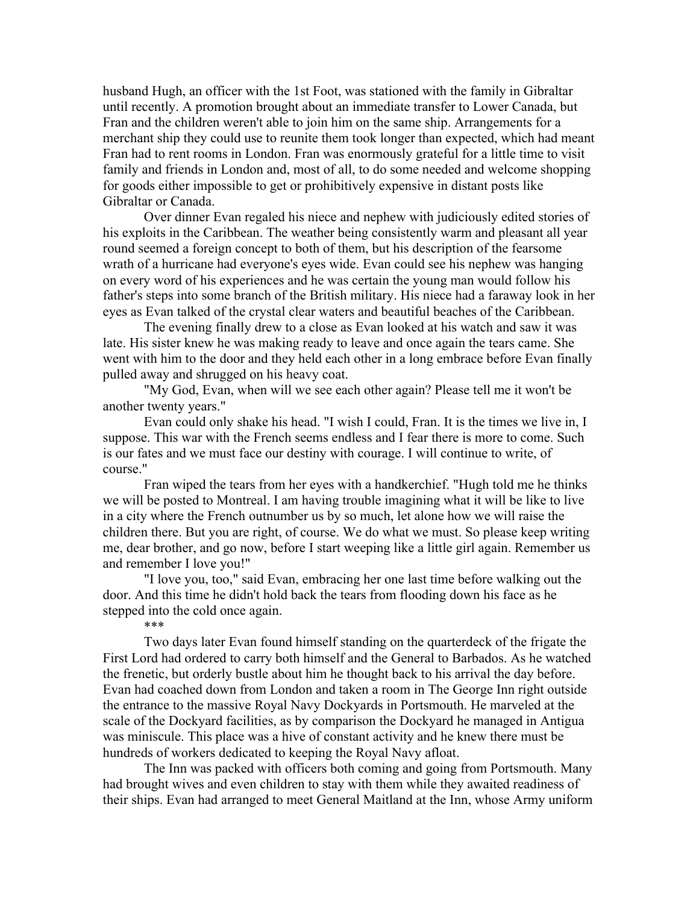husband Hugh, an officer with the 1st Foot, was stationed with the family in Gibraltar until recently. A promotion brought about an immediate transfer to Lower Canada, but Fran and the children weren't able to join him on the same ship. Arrangements for a merchant ship they could use to reunite them took longer than expected, which had meant Fran had to rent rooms in London. Fran was enormously grateful for a little time to visit family and friends in London and, most of all, to do some needed and welcome shopping for goods either impossible to get or prohibitively expensive in distant posts like Gibraltar or Canada.

Over dinner Evan regaled his niece and nephew with judiciously edited stories of his exploits in the Caribbean. The weather being consistently warm and pleasant all year round seemed a foreign concept to both of them, but his description of the fearsome wrath of a hurricane had everyone's eyes wide. Evan could see his nephew was hanging on every word of his experiences and he was certain the young man would follow his father's steps into some branch of the British military. His niece had a faraway look in her eyes as Evan talked of the crystal clear waters and beautiful beaches of the Caribbean.

The evening finally drew to a close as Evan looked at his watch and saw it was late. His sister knew he was making ready to leave and once again the tears came. She went with him to the door and they held each other in a long embrace before Evan finally pulled away and shrugged on his heavy coat.

"My God, Evan, when will we see each other again? Please tell me it won't be another twenty years."

Evan could only shake his head. "I wish I could, Fran. It is the times we live in, I suppose. This war with the French seems endless and I fear there is more to come. Such is our fates and we must face our destiny with courage. I will continue to write, of course."

Fran wiped the tears from her eyes with a handkerchief. "Hugh told me he thinks we will be posted to Montreal. I am having trouble imagining what it will be like to live in a city where the French outnumber us by so much, let alone how we will raise the children there. But you are right, of course. We do what we must. So please keep writing me, dear brother, and go now, before I start weeping like a little girl again. Remember us and remember I love you!"

"I love you, too," said Evan, embracing her one last time before walking out the door. And this time he didn't hold back the tears from flooding down his face as he stepped into the cold once again.

\*\*\*

Two days later Evan found himself standing on the quarterdeck of the frigate the First Lord had ordered to carry both himself and the General to Barbados. As he watched the frenetic, but orderly bustle about him he thought back to his arrival the day before. Evan had coached down from London and taken a room in The George Inn right outside the entrance to the massive Royal Navy Dockyards in Portsmouth. He marveled at the scale of the Dockyard facilities, as by comparison the Dockyard he managed in Antigua was miniscule. This place was a hive of constant activity and he knew there must be hundreds of workers dedicated to keeping the Royal Navy afloat.

The Inn was packed with officers both coming and going from Portsmouth. Many had brought wives and even children to stay with them while they awaited readiness of their ships. Evan had arranged to meet General Maitland at the Inn, whose Army uniform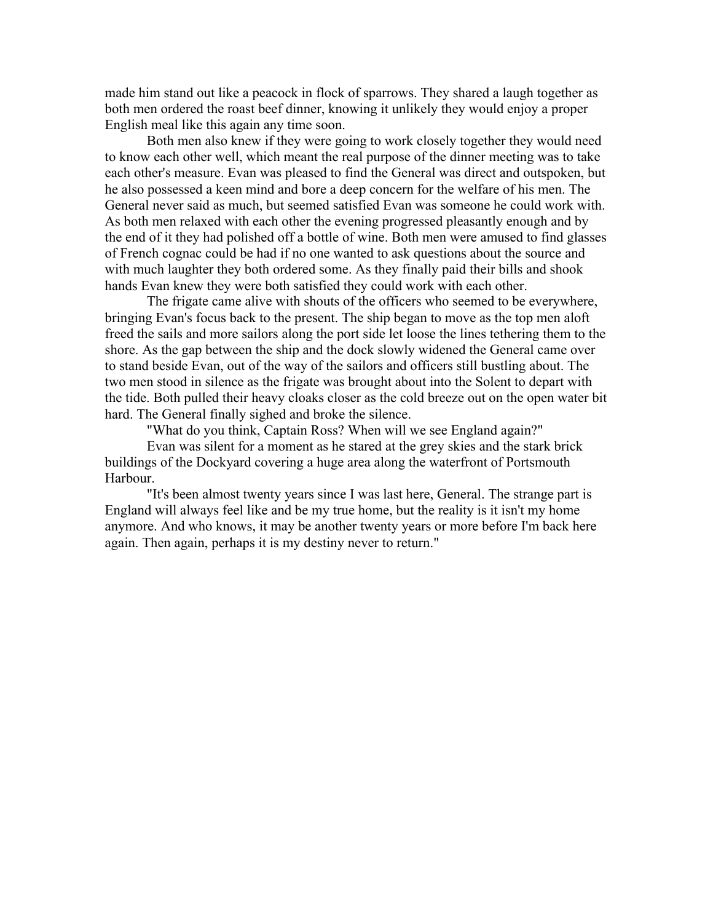made him stand out like a peacock in flock of sparrows. They shared a laugh together as both men ordered the roast beef dinner, knowing it unlikely they would enjoy a proper English meal like this again any time soon.

Both men also knew if they were going to work closely together they would need to know each other well, which meant the real purpose of the dinner meeting was to take each other's measure. Evan was pleased to find the General was direct and outspoken, but he also possessed a keen mind and bore a deep concern for the welfare of his men. The General never said as much, but seemed satisfied Evan was someone he could work with. As both men relaxed with each other the evening progressed pleasantly enough and by the end of it they had polished off a bottle of wine. Both men were amused to find glasses of French cognac could be had if no one wanted to ask questions about the source and with much laughter they both ordered some. As they finally paid their bills and shook hands Evan knew they were both satisfied they could work with each other.

The frigate came alive with shouts of the officers who seemed to be everywhere, bringing Evan's focus back to the present. The ship began to move as the top men aloft freed the sails and more sailors along the port side let loose the lines tethering them to the shore. As the gap between the ship and the dock slowly widened the General came over to stand beside Evan, out of the way of the sailors and officers still bustling about. The two men stood in silence as the frigate was brought about into the Solent to depart with the tide. Both pulled their heavy cloaks closer as the cold breeze out on the open water bit hard. The General finally sighed and broke the silence.

"What do you think, Captain Ross? When will we see England again?"

Evan was silent for a moment as he stared at the grey skies and the stark brick buildings of the Dockyard covering a huge area along the waterfront of Portsmouth Harbour.

"It's been almost twenty years since I was last here, General. The strange part is England will always feel like and be my true home, but the reality is it isn't my home anymore. And who knows, it may be another twenty years or more before I'm back here again. Then again, perhaps it is my destiny never to return."